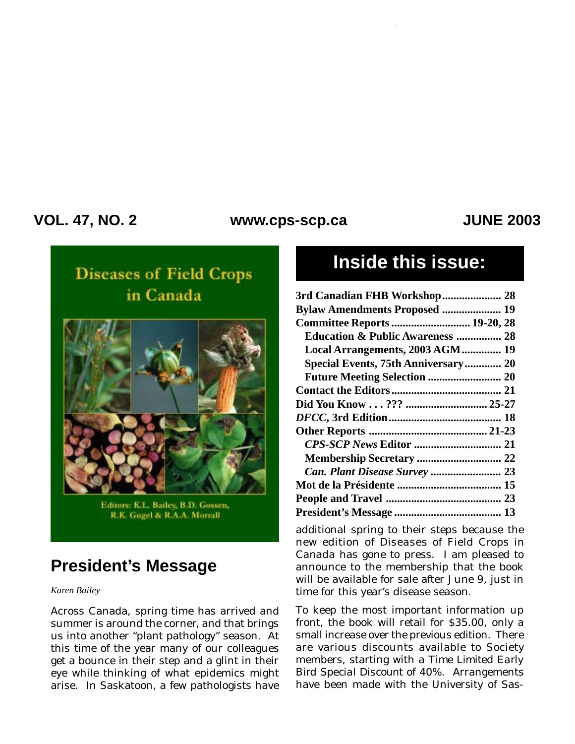VOL. 47, NO. 2 www.cps-scp.ca JUNE 2003

Diseases of Field Crops in Canada

Editors: K.L. Bailey, B.D. Gossen, R.K. Gugel & R.A.A. Morrall

## Inside this issue:

| | |
|---|---|
| **3rd Canadian FHB Workshop** | **28** |
| **Bylaw Amendments Proposed** | **19** |
| **Committee Reports** | **19-20, 28** |
| **Education & Public Awareness** | **28** |
| **Local Arrangements, 2003 AGM** | **19** |
| **Special Events, 75th Anniversary** | **20** |
| **Future Meeting Selection** | **20** |
| **Contact the Editors** | **21** |
| **Did You Know . . . ???** | **25-27** |
| ***DFCC*, 3rd Edition** | **18** |
| **Other Reports** | **21-23** |
| ***CPS-SCP News* Editor** | **21** |
| **Membership Secretary** | **22** |
| ***Can. Plant Disease Survey*** | **23** |
| **Mot de la Présidente** | **15** |
| **People and Travel** | **23** |
| **President's Message** | **13** |

## President's Message

*Karen Bailey*

Across Canada, spring time has arrived and summer is around the corner, and that brings us into another "plant pathology" season. At this time of the year many of our colleagues get a bounce in their step and a glint in their eye while thinking of what epidemics might arise. In Saskatoon, a few pathologists have additional spring to their steps because the new edition of Diseases of Field Crops in Canada has gone to press. I am pleased to announce to the membership that the book will be available for sale after June 9, just in time for this year's disease season.

To keep the most important information up front, the book will retail for $35.00, only a small increase over the previous edition. There are various discounts available to Society members, starting with a Time Limited Early Bird Special Discount of 40%. Arrangements have been made with the University of Sas-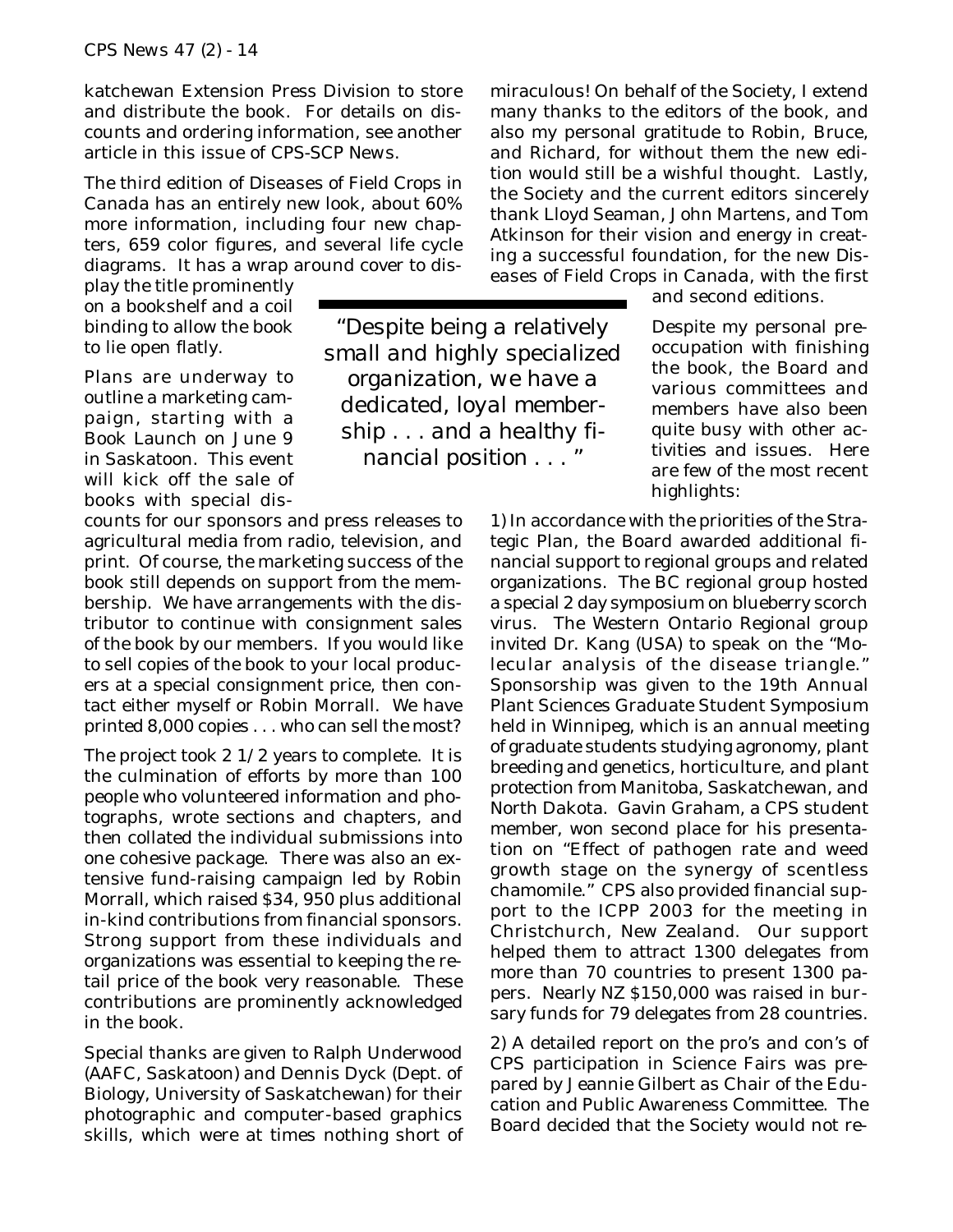katchewan Extension Press Division to store and distribute the book. For details on discounts and ordering information, see another article in this issue of CPS-SCP News.

The third edition of Diseases of Field Crops in Canada has an entirely new look, about 60% more information, including four new chapters, 659 color figures, and several life cycle diagrams. It has a wrap around cover to display the title prominently on a bookshelf and a coil binding to allow the book to lie open flatly.

Plans are underway to outline a marketing campaign, starting with a Book Launch on June 9 in Saskatoon. This event will kick off the sale of books with special discounts for our sponsors and press releases to agricultural media from radio, television, and print. Of course, the marketing success of the book still depends on support from the membership. We have arrangements with the distributor to continue with consignment sales of the book by our members. If you would like to sell copies of the book to your local producers at a special consignment price, then contact either myself or Robin Morrall. We have printed 8,000 copies . . . who can sell the most?

The project took 2 1/2 years to complete. It is the culmination of efforts by more than 100 people who volunteered information and photographs, wrote sections and chapters, and then collated the individual submissions into one cohesive package. There was also an extensive fund-raising campaign led by Robin Morrall, which raised $34, 950 plus additional in-kind contributions from financial sponsors. Strong support from these individuals and organizations was essential to keeping the retail price of the book very reasonable. These contributions are prominently acknowledged in the book.

Special thanks are given to Ralph Underwood (AAFC, Saskatoon) and Dennis Dyck (Dept. of Biology, University of Saskatchewan) for their photographic and computer-based graphics skills, which were at times nothing short of miraculous! On behalf of the Society, I extend many thanks to the editors of the book, and also my personal gratitude to Robin, Bruce, and Richard, for without them the new edition would still be a wishful thought. Lastly, the Society and the current editors sincerely thank Lloyd Seaman, John Martens, and Tom Atkinson for their vision and energy in creating a successful foundation, for the new Diseases of Field Crops in Canada, with the first and second editions.

> "Despite being a relatively small and highly specialized organization, we have a dedicated, loyal membership . . . and a healthy financial position . . . "

Despite my personal preoccupation with finishing the book, the Board and various committees and members have also been quite busy with other activities and issues. Here are few of the most recent highlights:

1) In accordance with the priorities of the Strategic Plan, the Board awarded additional financial support to regional groups and related organizations. The BC regional group hosted a special 2 day symposium on blueberry scorch virus. The Western Ontario Regional group invited Dr. Kang (USA) to speak on the "Molecular analysis of the disease triangle." Sponsorship was given to the 19th Annual Plant Sciences Graduate Student Symposium held in Winnipeg, which is an annual meeting of graduate students studying agronomy, plant breeding and genetics, horticulture, and plant protection from Manitoba, Saskatchewan, and North Dakota. Gavin Graham, a CPS student member, won second place for his presentation on "Effect of pathogen rate and weed growth stage on the synergy of scentless chamomile." CPS also provided financial support to the ICPP 2003 for the meeting in Christchurch, New Zealand. Our support helped them to attract 1300 delegates from more than 70 countries to present 1300 papers. Nearly NZ $150,000 was raised in bursary funds for 79 delegates from 28 countries.

2) A detailed report on the pro's and con's of CPS participation in Science Fairs was prepared by Jeannie Gilbert as Chair of the Education and Public Awareness Committee. The Board decided that the Society would not re-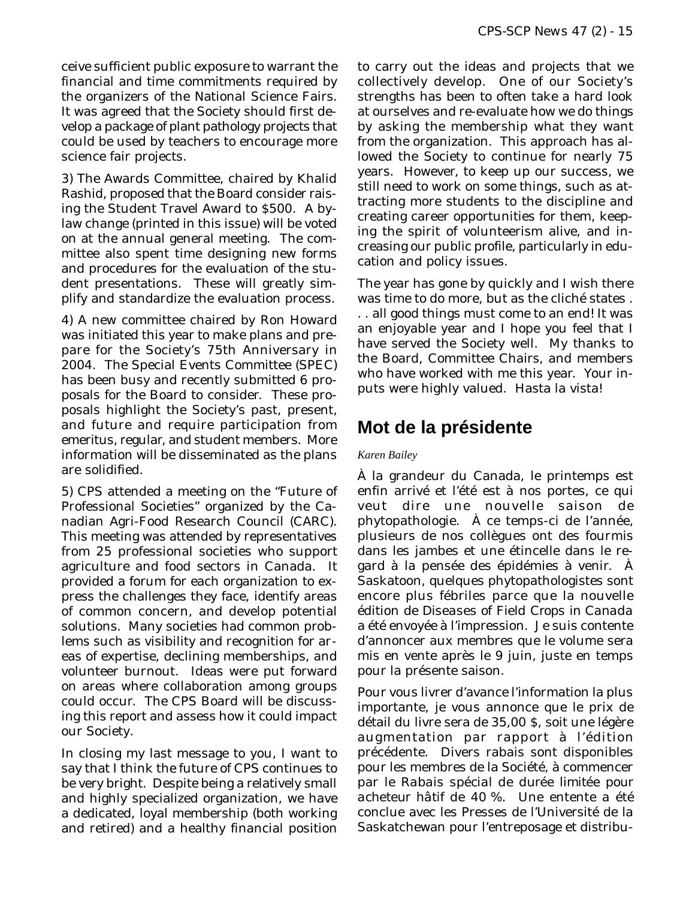ceive sufficient public exposure to warrant the financial and time commitments required by the organizers of the National Science Fairs. It was agreed that the Society should first develop a package of plant pathology projects that could be used by teachers to encourage more science fair projects.

3) The Awards Committee, chaired by Khalid Rashid, proposed that the Board consider raising the Student Travel Award to $500. A bylaw change (printed in this issue) will be voted on at the annual general meeting. The committee also spent time designing new forms and procedures for the evaluation of the student presentations. These will greatly simplify and standardize the evaluation process.

4) A new committee chaired by Ron Howard was initiated this year to make plans and prepare for the Society's 75th Anniversary in 2004. The Special Events Committee (SPEC) has been busy and recently submitted 6 proposals for the Board to consider. These proposals highlight the Society's past, present, and future and require participation from emeritus, regular, and student members. More information will be disseminated as the plans are solidified.

5) CPS attended a meeting on the "Future of Professional Societies" organized by the Canadian Agri-Food Research Council (CARC). This meeting was attended by representatives from 25 professional societies who support agriculture and food sectors in Canada. It provided a forum for each organization to express the challenges they face, identify areas of common concern, and develop potential solutions. Many societies had common problems such as visibility and recognition for areas of expertise, declining memberships, and volunteer burnout. Ideas were put forward on areas where collaboration among groups could occur. The CPS Board will be discussing this report and assess how it could impact our Society.

In closing my last message to you, I want to say that I think the future of CPS continues to be very bright. Despite being a relatively small and highly specialized organization, we have a dedicated, loyal membership (both working and retired) and a healthy financial position to carry out the ideas and projects that we collectively develop. One of our Society's strengths has been to often take a hard look at ourselves and re-evaluate how we do things by asking the membership what they want from the organization. This approach has allowed the Society to continue for nearly 75 years. However, to keep up our success, we still need to work on some things, such as attracting more students to the discipline and creating career opportunities for them, keeping the spirit of volunteerism alive, and increasing our public profile, particularly in education and policy issues.

The year has gone by quickly and I wish there was time to do more, but as the cliché states . . . all good things must come to an end! It was an enjoyable year and I hope you feel that I have served the Society well. My thanks to the Board, Committee Chairs, and members who have worked with me this year. Your inputs were highly valued. Hasta la vista!

## Mot de la présidente

*Karen Bailey*

À la grandeur du Canada, le printemps est enfin arrivé et l'été est à nos portes, ce qui veut dire une nouvelle saison de phytopathologie. À ce temps-ci de l'année, plusieurs de nos collègues ont des fourmis dans les jambes et une étincelle dans le regard à la pensée des épidémies à venir. À Saskatoon, quelques phytopathologistes sont encore plus fébriles parce que la nouvelle édition de Diseases of Field Crops in Canada a été envoyée à l'impression. Je suis contente d'annoncer aux membres que le volume sera mis en vente après le 9 juin, juste en temps pour la présente saison.

Pour vous livrer d'avance l'information la plus importante, je vous annonce que le prix de détail du livre sera de 35,00 $, soit une légère augmentation par rapport à l'édition précédente. Divers rabais sont disponibles pour les membres de la Société, à commencer par le Rabais spécial de durée limitée pour acheteur hâtif de 40 %. Une entente a été conclue avec les Presses de l'Université de la Saskatchewan pour l'entreposage et distribu-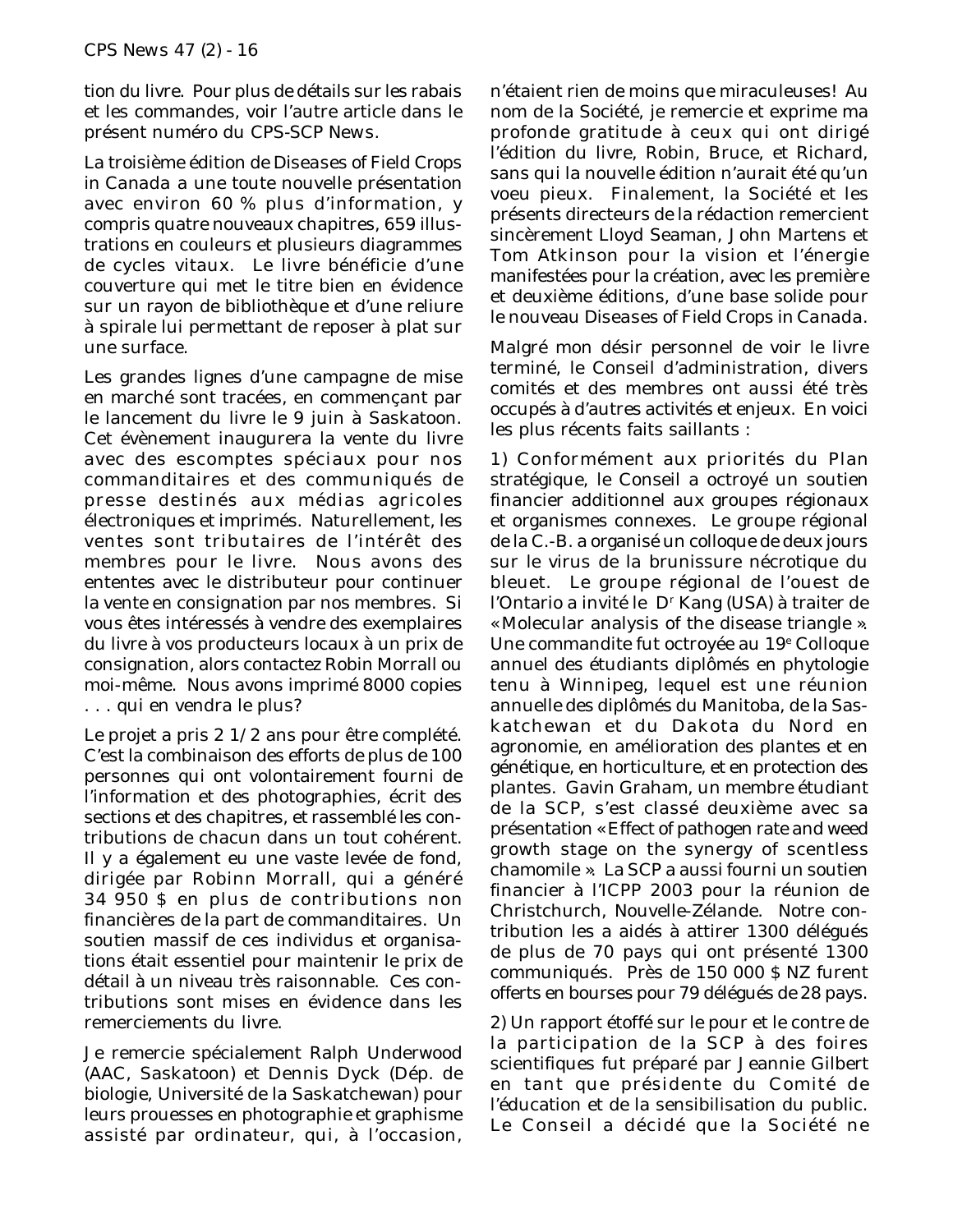tion du livre. Pour plus de détails sur les rabais et les commandes, voir l'autre article dans le présent numéro du CPS-SCP News.

La troisième édition de *Diseases of Field Crops in Canada* a une toute nouvelle présentation avec environ 60 % plus d'information, y compris quatre nouveaux chapitres, 659 illustrations en couleurs et plusieurs diagrammes de cycles vitaux. Le livre bénéficie d'une couverture qui met le titre bien en évidence sur un rayon de bibliothèque et d'une reliure à spirale lui permettant de reposer à plat sur une surface.

Les grandes lignes d'une campagne de mise en marché sont tracées, en commençant par le lancement du livre le 9 juin à Saskatoon. Cet évènement inaugurera la vente du livre avec des escomptes spéciaux pour nos commanditaires et des communiqués de presse destinés aux médias agricoles électroniques et imprimés. Naturellement, les ventes sont tributaires de l'intérêt des membres pour le livre. Nous avons des ententes avec le distributeur pour continuer la vente en consignation par nos membres. Si vous êtes intéressés à vendre des exemplaires du livre à vos producteurs locaux à un prix de consignation, alors contactez Robin Morrall ou moi-même. Nous avons imprimé 8000 copies . . . qui en vendra le plus?

Le projet a pris 2 1/2 ans pour être complété. C'est la combinaison des efforts de plus de 100 personnes qui ont volontairement fourni de l'information et des photographies, écrit des sections et des chapitres, et rassemblé les contributions de chacun dans un tout cohérent. Il y a également eu une vaste levée de fond, dirigée par Robinn Morrall, qui a généré 34 950 $ en plus de contributions non financières de la part de commanditaires. Un soutien massif de ces individus et organisations était essentiel pour maintenir le prix de détail à un niveau très raisonnable. Ces contributions sont mises en évidence dans les remerciements du livre.

Je remercie spécialement Ralph Underwood (AAC, Saskatoon) et Dennis Dyck (Dép. de biologie, Université de la Saskatchewan) pour leurs prouesses en photographie et graphisme assisté par ordinateur, qui, à l'occasion, n'étaient rien de moins que miraculeuses! Au nom de la Société, je remercie et exprime ma profonde gratitude à ceux qui ont dirigé l'édition du livre, Robin, Bruce, et Richard, sans qui la nouvelle édition n'aurait été qu'un voeu pieux. Finalement, la Société et les présents directeurs de la rédaction remercient sincèrement Lloyd Seaman, John Martens et Tom Atkinson pour la vision et l'énergie manifestées pour la création, avec les première et deuxième éditions, d'une base solide pour le nouveau *Diseases of Field Crops in Canada*.

Malgré mon désir personnel de voir le livre terminé, le Conseil d'administration, divers comités et des membres ont aussi été très occupés à d'autres activités et enjeux. En voici les plus récents faits saillants :

1) Conformément aux priorités du Plan stratégique, le Conseil a octroyé un soutien financier additionnel aux groupes régionaux et organismes connexes. Le groupe régional de la C.-B. a organisé un colloque de deux jours sur le virus de la brunissure nécrotique du bleuet. Le groupe régional de l'ouest de l'Ontario a invité le D[r] Kang (USA) à traiter de « Molecular analysis of the disease triangle ». Une commandite fut octroyée au 19[e] Colloque annuel des étudiants diplômés en phytologie tenu à Winnipeg, lequel est une réunion annuelle des diplômés du Manitoba, de la Saskatchewan et du Dakota du Nord en agronomie, en amélioration des plantes et en génétique, en horticulture, et en protection des plantes. Gavin Graham, un membre étudiant de la SCP, s'est classé deuxième avec sa présentation « Effect of pathogen rate and weed growth stage on the synergy of scentless chamomile ». La SCP a aussi fourni un soutien financier à l'ICPP 2003 pour la réunion de Christchurch, Nouvelle-Zélande. Notre contribution les a aidés à attirer 1300 délégués de plus de 70 pays qui ont présenté 1300 communiqués. Près de 150 000 $ NZ furent offerts en bourses pour 79 délégués de 28 pays.

2) Un rapport étoffé sur le pour et le contre de la participation de la SCP à des foires scientifiques fut préparé par Jeannie Gilbert en tant que présidente du Comité de l'éducation et de la sensibilisation du public. Le Conseil a décidé que la Société ne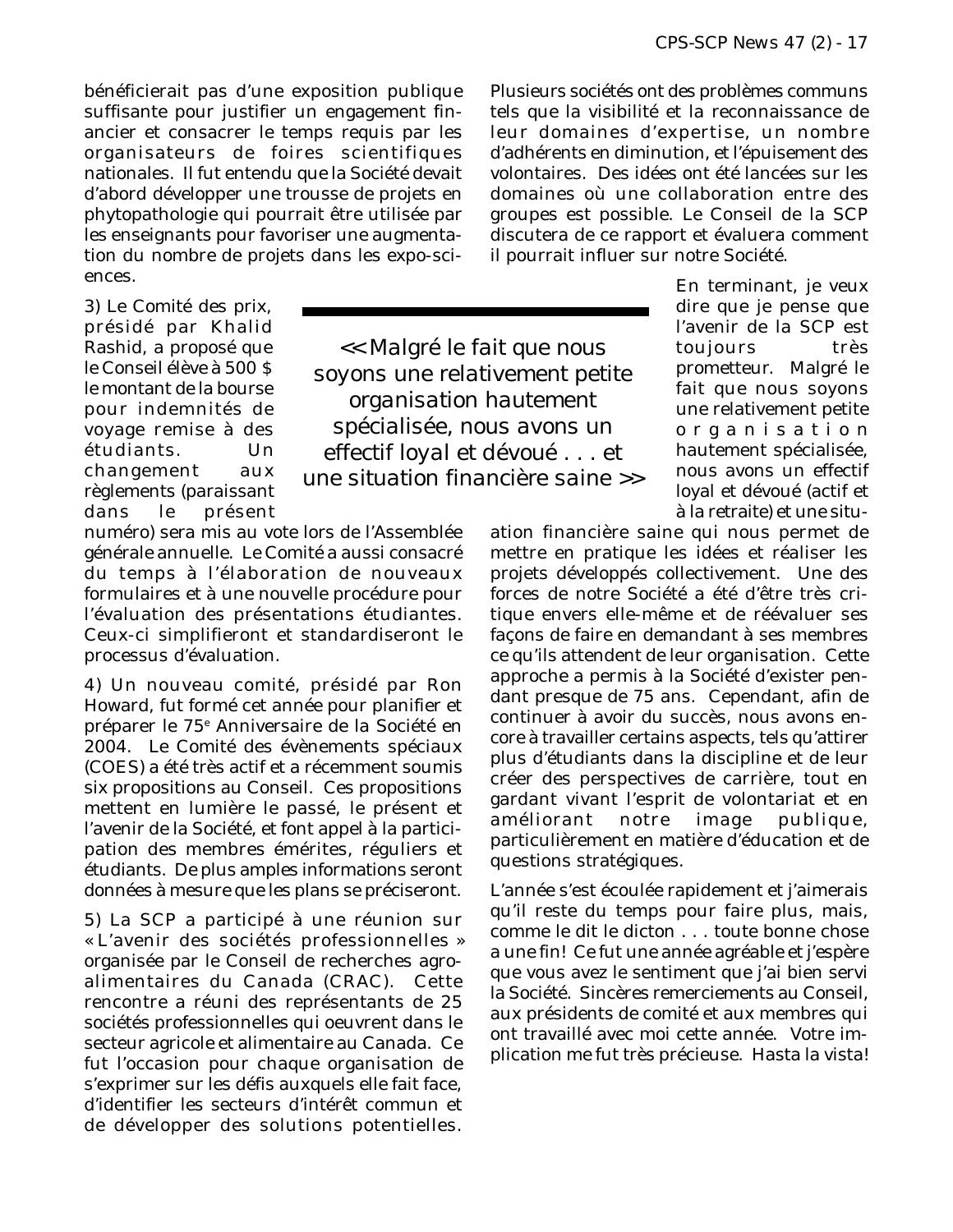bénéficierait pas d'une exposition publique suffisante pour justifier un engagement financier et consacrer le temps requis par les organisateurs de foires scientifiques nationales. Il fut entendu que la Société devait d'abord développer une trousse de projets en phytopathologie qui pourrait être utilisée par les enseignants pour favoriser une augmentation du nombre de projets dans les expo-sciences.

3) Le Comité des prix, présidé par Khalid Rashid, a proposé que le Conseil élève à 500 $ le montant de la bourse pour indemnités de voyage remise à des étudiants. Un changement aux règlements (paraissant dans le présent numéro) sera mis au vote lors de l'Assemblée générale annuelle. Le Comité a aussi consacré du temps à l'élaboration de nouveaux formulaires et à une nouvelle procédure pour l'évaluation des présentations étudiantes. Ceux-ci simplifieront et standardiseront le processus d'évaluation.

4) Un nouveau comité, présidé par Ron Howard, fut formé cet année pour planifier et préparer le 75[e] Anniversaire de la Société en 2004. Le Comité des évènements spéciaux (COES) a été très actif et a récemment soumis six propositions au Conseil. Ces propositions mettent en lumière le passé, le présent et l'avenir de la Société, et font appel à la participation des membres émérites, réguliers et étudiants. De plus amples informations seront données à mesure que les plans se préciseront.

5) La SCP a participé à une réunion sur « L'avenir des sociétés professionnelles » organisée par le Conseil de recherches agro-alimentaires du Canada (CRAC). Cette rencontre a réuni des représentants de 25 sociétés professionnelles qui oeuvrent dans le secteur agricole et alimentaire au Canada. Ce fut l'occasion pour chaque organisation de s'exprimer sur les défis auxquels elle fait face, d'identifier les secteurs d'intérêt commun et de développer des solutions potentielles. Plusieurs sociétés ont des problèmes communs tels que la visibilité et la reconnaissance de leur domaines d'expertise, un nombre d'adhérents en diminution, et l'épuisement des volontaires. Des idées ont été lancées sur les domaines où une collaboration entre des groupes est possible. Le Conseil de la SCP discutera de ce rapport et évaluera comment il pourrait influer sur notre Société.

> << Malgré le fait que nous soyons une relativement petite organisation hautement spécialisée, nous avons un effectif loyal et dévoué . . . et une situation financière saine >>

En terminant, je veux dire que je pense que l'avenir de la SCP est toujours très prometteur. Malgré le fait que nous soyons une relativement petite organisation hautement spécialisée, nous avons un effectif loyal et dévoué (actif et à la retraite) et une situation financière saine qui nous permet de mettre en pratique les idées et réaliser les projets développés collectivement. Une des forces de notre Société a été d'être très critique envers elle-même et de réévaluer ses façons de faire en demandant à ses membres ce qu'ils attendent de leur organisation. Cette approche a permis à la Société d'exister pendant presque de 75 ans. Cependant, afin de continuer à avoir du succès, nous avons encore à travailler certains aspects, tels qu'attirer plus d'étudiants dans la discipline et de leur créer des perspectives de carrière, tout en gardant vivant l'esprit de volontariat et en améliorant notre image publique, particulièrement en matière d'éducation et de questions stratégiques.

L'année s'est écoulée rapidement et j'aimerais qu'il reste du temps pour faire plus, mais, comme le dit le dicton . . . toute bonne chose a une fin! Ce fut une année agréable et j'espère que vous avez le sentiment que j'ai bien servi la Société. Sincères remerciements au Conseil, aux présidents de comité et aux membres qui ont travaillé avec moi cette année. Votre implication me fut très précieuse. Hasta la vista!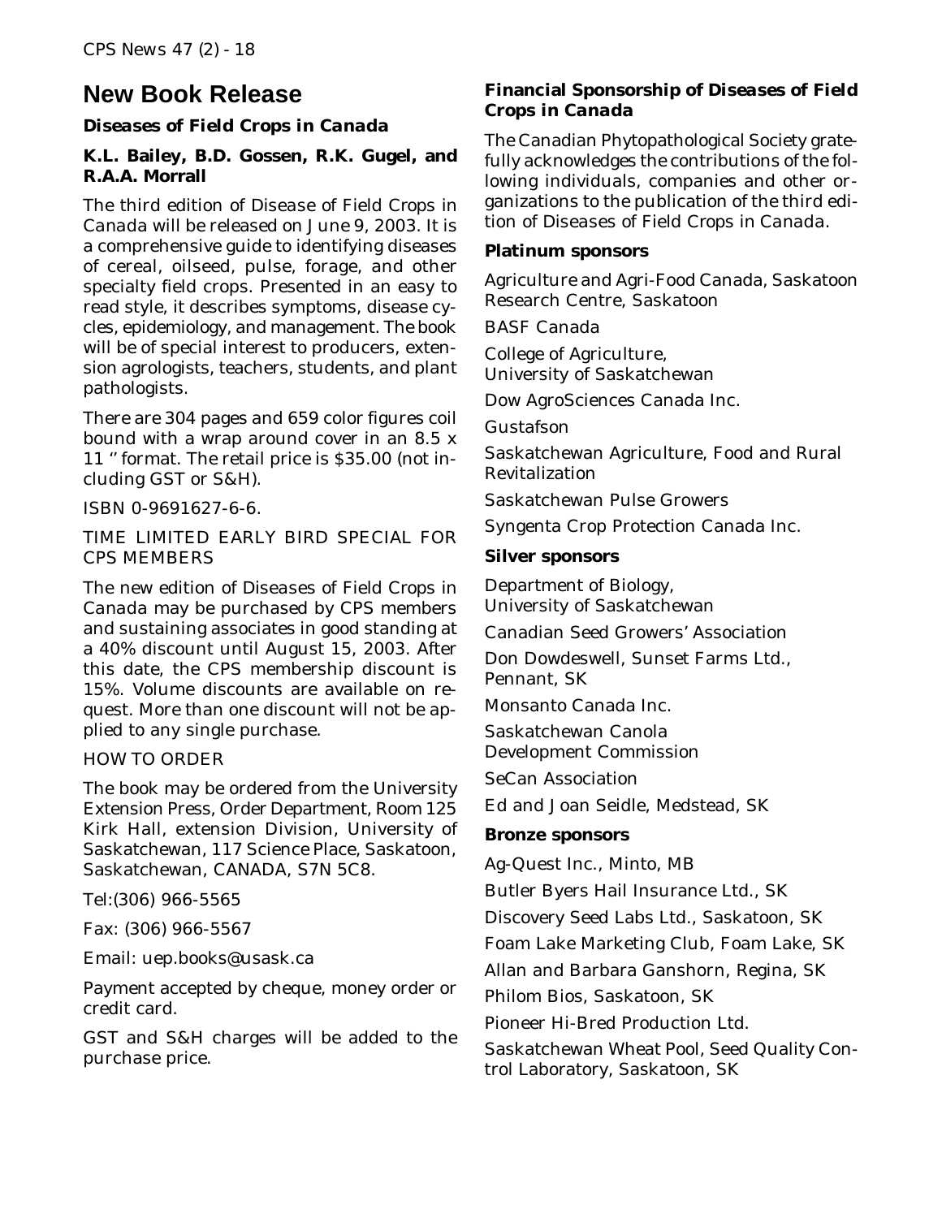# New Book Release

### *Diseases of Field Crops in Canada*

**K.L. Bailey, B.D. Gossen, R.K. Gugel, and R.A.A. Morrall**

The third edition of *Disease of Field Crops in Canada* will be released on June 9, 2003. It is a comprehensive guide to identifying diseases of cereal, oilseed, pulse, forage, and other specialty field crops. Presented in an easy to read style, it describes symptoms, disease cycles, epidemiology, and management. The book will be of special interest to producers, extension agrologists, teachers, students, and plant pathologists.

There are 304 pages and 659 color figures coil bound with a wrap around cover in an 8.5 x 11 " format. The retail price is $35.00 (not including GST or S&H).

ISBN 0-9691627-6-6.

TIME LIMITED EARLY BIRD SPECIAL FOR CPS MEMBERS

The new edition of *Diseases of Field Crops in Canada* may be purchased by CPS members and sustaining associates in good standing at a 40% discount until August 15, 2003. After this date, the CPS membership discount is 15%. Volume discounts are available on request. More than one discount will not be applied to any single purchase.

HOW TO ORDER

The book may be ordered from the University Extension Press, Order Department, Room 125 Kirk Hall, extension Division, University of Saskatchewan, 117 Science Place, Saskatoon, Saskatchewan, CANADA, S7N 5C8.

Tel:(306) 966-5565

Fax: (306) 966-5567

Email: uep.books@usask.ca

Payment accepted by cheque, money order or credit card.

GST and S&H charges will be added to the purchase price.

### Financial Sponsorship of *Diseases of Field Crops in Canada*

The Canadian Phytopathological Society gratefully acknowledges the contributions of the following individuals, companies and other organizations to the publication of the third edition of *Diseases of Field Crops in Canada*.

**Platinum sponsors**

Agriculture and Agri-Food Canada, Saskatoon Research Centre, Saskatoon

BASF Canada

College of Agriculture, University of Saskatchewan

Dow AgroSciences Canada Inc.

Gustafson

Saskatchewan Agriculture, Food and Rural Revitalization

Saskatchewan Pulse Growers

Syngenta Crop Protection Canada Inc.

**Silver sponsors**

Department of Biology, University of Saskatchewan

Canadian Seed Growers' Association

Don Dowdeswell, Sunset Farms Ltd., Pennant, SK

Monsanto Canada Inc.

Saskatchewan Canola Development Commission

SeCan Association

Ed and Joan Seidle, Medstead, SK

**Bronze sponsors**

Ag-Quest Inc., Minto, MB

Butler Byers Hail Insurance Ltd., SK

Discovery Seed Labs Ltd., Saskatoon, SK

Foam Lake Marketing Club, Foam Lake, SK

Allan and Barbara Ganshorn, Regina, SK

Philom Bios, Saskatoon, SK

Pioneer Hi-Bred Production Ltd.

Saskatchewan Wheat Pool, Seed Quality Control Laboratory, Saskatoon, SK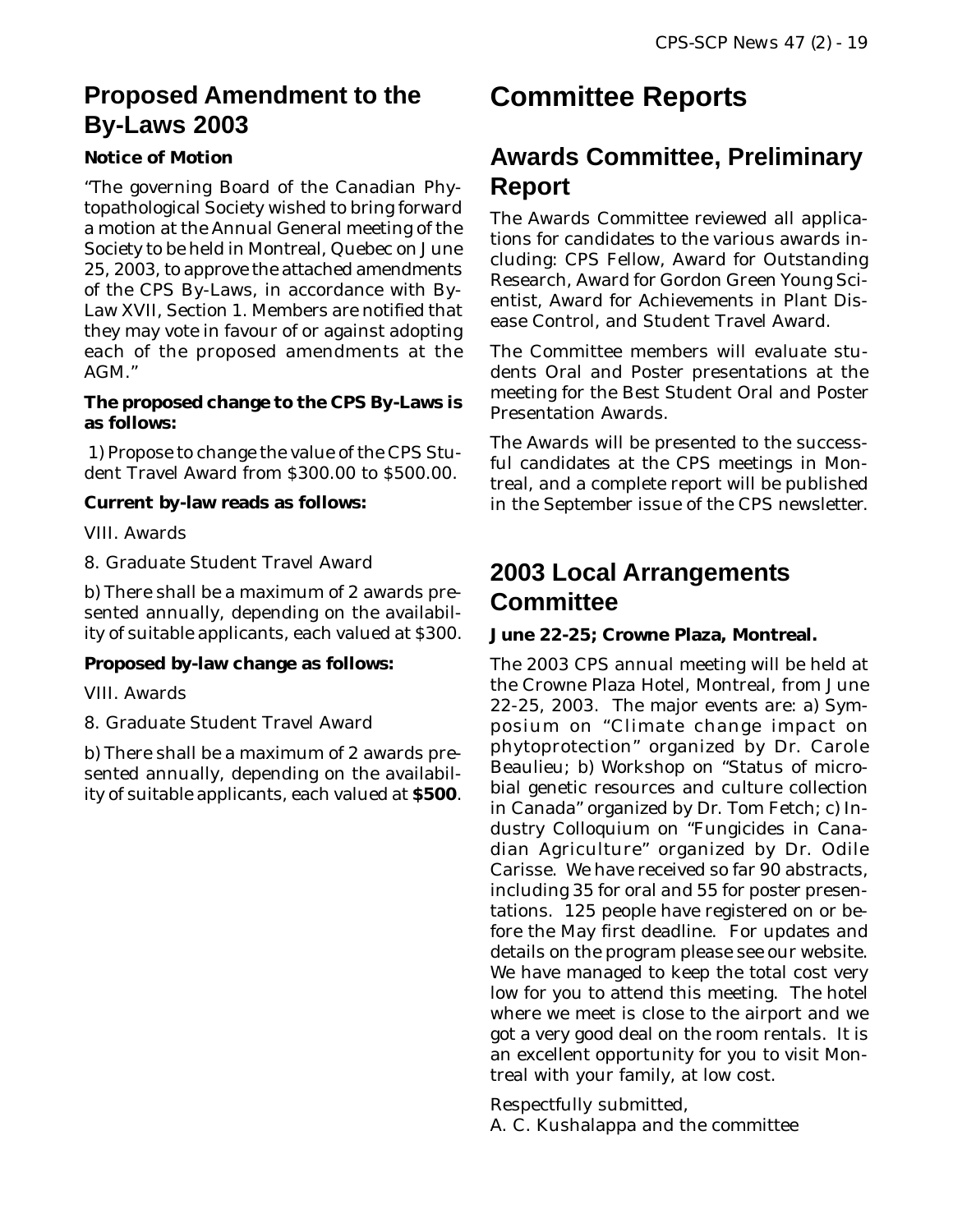## Proposed Amendment to the By-Laws 2003

**Notice of Motion**

"The governing Board of the Canadian Phytopathological Society wished to bring forward a motion at the Annual General meeting of the Society to be held in Montreal, Quebec on June 25, 2003, to approve the attached amendments of the CPS By-Laws, in accordance with By-Law XVII, Section 1. Members are notified that they may vote in favour of or against adopting each of the proposed amendments at the AGM."

**The proposed change to the CPS By-Laws is as follows:**

1) Propose to change the value of the CPS Student Travel Award from $300.00 to $500.00.

**Current by-law reads as follows:**

VIII. Awards

8. Graduate Student Travel Award

b) There shall be a maximum of 2 awards presented annually, depending on the availability of suitable applicants, each valued at $300.

**Proposed by-law change as follows:**

VIII. Awards

8. Graduate Student Travel Award

b) There shall be a maximum of 2 awards presented annually, depending on the availability of suitable applicants, each valued at **$500**.

# Committee Reports

## Awards Committee, Preliminary Report

The Awards Committee reviewed all applications for candidates to the various awards including: CPS Fellow, Award for Outstanding Research, Award for Gordon Green Young Scientist, Award for Achievements in Plant Disease Control, and Student Travel Award.

The Committee members will evaluate students Oral and Poster presentations at the meeting for the Best Student Oral and Poster Presentation Awards.

The Awards will be presented to the successful candidates at the CPS meetings in Montreal, and a complete report will be published in the September issue of the CPS newsletter.

## 2003 Local Arrangements Committee

**June 22-25; Crowne Plaza, Montreal.**

The 2003 CPS annual meeting will be held at the Crowne Plaza Hotel, Montreal, from June 22-25, 2003. The major events are: a) Symposium on "Climate change impact on phytoprotection" organized by Dr. Carole Beaulieu; b) Workshop on "Status of microbial genetic resources and culture collection in Canada" organized by Dr. Tom Fetch; c) Industry Colloquium on "Fungicides in Canadian Agriculture" organized by Dr. Odile Carisse. We have received so far 90 abstracts, including 35 for oral and 55 for poster presentations. 125 people have registered on or before the May first deadline. For updates and details on the program please see our website. We have managed to keep the total cost very low for you to attend this meeting. The hotel where we meet is close to the airport and we got a very good deal on the room rentals. It is an excellent opportunity for you to visit Montreal with your family, at low cost.

Respectfully submitted,
A. C. Kushalappa and the committee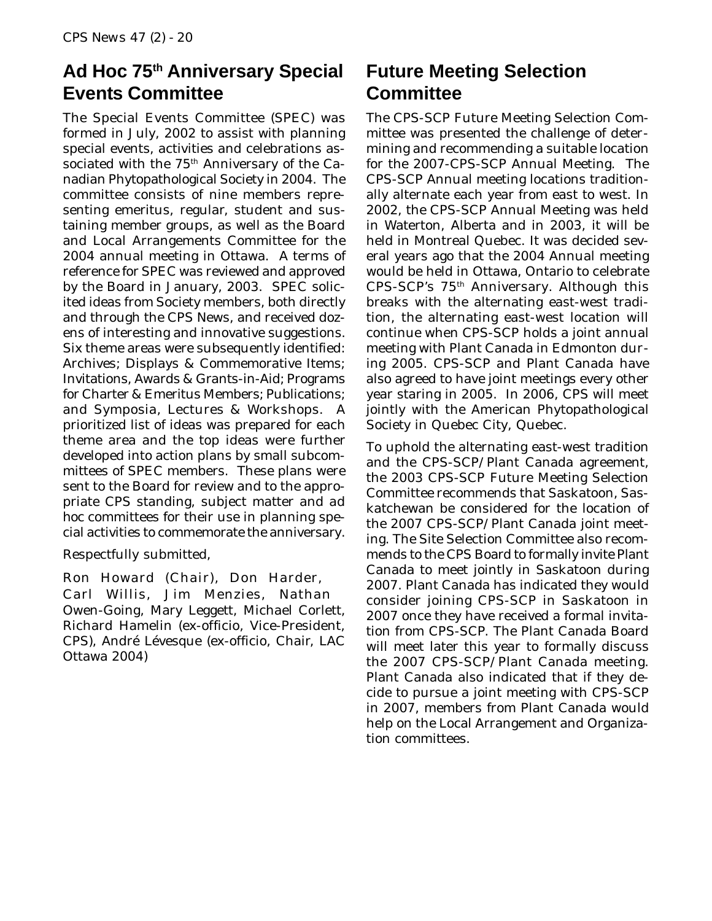## Ad Hoc 75th Anniversary Special Events Committee

The Special Events Committee (SPEC) was formed in July, 2002 to assist with planning special events, activities and celebrations associated with the 75th Anniversary of the Canadian Phytopathological Society in 2004. The committee consists of nine members representing emeritus, regular, student and sustaining member groups, as well as the Board and Local Arrangements Committee for the 2004 annual meeting in Ottawa. A terms of reference for SPEC was reviewed and approved by the Board in January, 2003. SPEC solicited ideas from Society members, both directly and through the CPS News, and received dozens of interesting and innovative suggestions. Six theme areas were subsequently identified: Archives; Displays & Commemorative Items; Invitations, Awards & Grants-in-Aid; Programs for Charter & Emeritus Members; Publications; and Symposia, Lectures & Workshops. A prioritized list of ideas was prepared for each theme area and the top ideas were further developed into action plans by small subcommittees of SPEC members. These plans were sent to the Board for review and to the appropriate CPS standing, subject matter and ad hoc committees for their use in planning special activities to commemorate the anniversary.

Respectfully submitted,

Ron Howard (Chair), Don Harder, Carl Willis, Jim Menzies, Nathan Owen-Going, Mary Leggett, Michael Corlett, Richard Hamelin (ex-officio, Vice-President, CPS), André Lévesque (ex-officio, Chair, LAC Ottawa 2004)

## Future Meeting Selection Committee

The CPS-SCP Future Meeting Selection Committee was presented the challenge of determining and recommending a suitable location for the 2007-CPS-SCP Annual Meeting. The CPS-SCP Annual meeting locations traditionally alternate each year from east to west. In 2002, the CPS-SCP Annual Meeting was held in Waterton, Alberta and in 2003, it will be held in Montreal Quebec. It was decided several years ago that the 2004 Annual meeting would be held in Ottawa, Ontario to celebrate CPS-SCP's 75th Anniversary. Although this breaks with the alternating east-west tradition, the alternating east-west location will continue when CPS-SCP holds a joint annual meeting with Plant Canada in Edmonton during 2005. CPS-SCP and Plant Canada have also agreed to have joint meetings every other year staring in 2005. In 2006, CPS will meet jointly with the American Phytopathological Society in Quebec City, Quebec.

To uphold the alternating east-west tradition and the CPS-SCP/Plant Canada agreement, the 2003 CPS-SCP Future Meeting Selection Committee recommends that Saskatoon, Saskatchewan be considered for the location of the 2007 CPS-SCP/Plant Canada joint meeting. The Site Selection Committee also recommends to the CPS Board to formally invite Plant Canada to meet jointly in Saskatoon during 2007. Plant Canada has indicated they would consider joining CPS-SCP in Saskatoon in 2007 once they have received a formal invitation from CPS-SCP. The Plant Canada Board will meet later this year to formally discuss the 2007 CPS-SCP/Plant Canada meeting. Plant Canada also indicated that if they decide to pursue a joint meeting with CPS-SCP in 2007, members from Plant Canada would help on the Local Arrangement and Organization committees.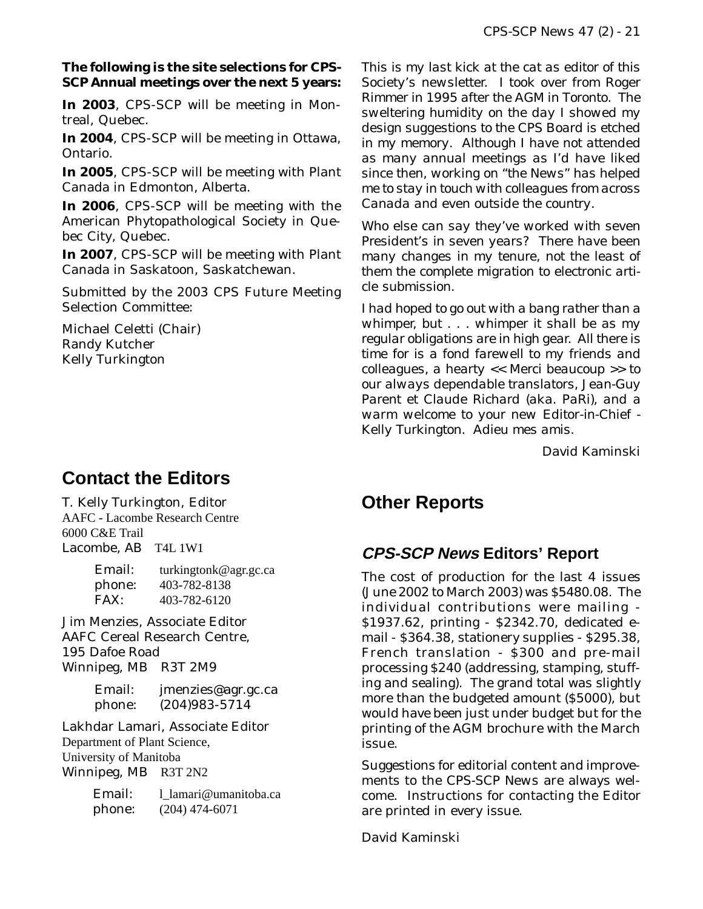**The following is the site selections for CPS-SCP Annual meetings over the next 5 years:**

**In 2003**, CPS-SCP will be meeting in Montreal, Quebec.

**In 2004**, CPS-SCP will be meeting in Ottawa, Ontario.

**In 2005**, CPS-SCP will be meeting with Plant Canada in Edmonton, Alberta.

**In 2006**, CPS-SCP will be meeting with the American Phytopathological Society in Quebec City, Quebec.

**In 2007**, CPS-SCP will be meeting with Plant Canada in Saskatoon, Saskatchewan.

Submitted by the 2003 CPS Future Meeting Selection Committee:

Michael Celetti (Chair)
Randy Kutcher
Kelly Turkington

This is my last kick at the cat as editor of this Society's newsletter. I took over from Roger Rimmer in 1995 after the AGM in Toronto. The sweltering humidity on the day I showed my design suggestions to the CPS Board is etched in my memory. Although I have not attended as many annual meetings as I'd have liked since then, working on "the News" has helped me to stay in touch with colleagues from across Canada and even outside the country.

Who else can say they've worked with seven President's in seven years? There have been many changes in my tenure, not the least of them the complete migration to electronic article submission.

I had hoped to go out with a bang rather than a whimper, but . . . whimper it shall be as my regular obligations are in high gear. All there is time for is a fond farewell to my friends and colleagues, a hearty << Merci beaucoup >> to our always dependable translators, Jean-Guy Parent et Claude Richard (aka. PaRi), and a warm welcome to your new Editor-in-Chief - Kelly Turkington. Adieu mes amis.

David Kaminski

## Contact the Editors

T. Kelly Turkington, Editor
AAFC - Lacombe Research Centre
6000 C&E Trail
Lacombe, AB T4L 1W1

Email: turkingtonk@agr.gc.ca
phone: 403-782-8138
FAX: 403-782-6120

Jim Menzies, Associate Editor
AAFC Cereal Research Centre,
195 Dafoe Road
Winnipeg, MB R3T 2M9

Email: jmenzies@agr.gc.ca
phone: (204)983-5714

Lakhdar Lamari, Associate Editor
Department of Plant Science,
University of Manitoba
Winnipeg, MB R3T 2N2

Email: l_lamari@umanitoba.ca
phone: (204) 474-6071

## Other Reports

### *CPS-SCP News* Editors' Report

The cost of production for the last 4 issues (June 2002 to March 2003) was $5480.08. The individual contributions were mailing - $1937.62, printing - $2342.70, dedicated e-mail - $364.38, stationery supplies - $295.38, French translation - $300 and pre-mail processing $240 (addressing, stamping, stuffing and sealing). The grand total was slightly more than the budgeted amount ($5000), but would have been just under budget but for the printing of the AGM brochure with the March issue.

Suggestions for editorial content and improvements to the CPS-SCP News are always welcome. Instructions for contacting the Editor are printed in every issue.

David Kaminski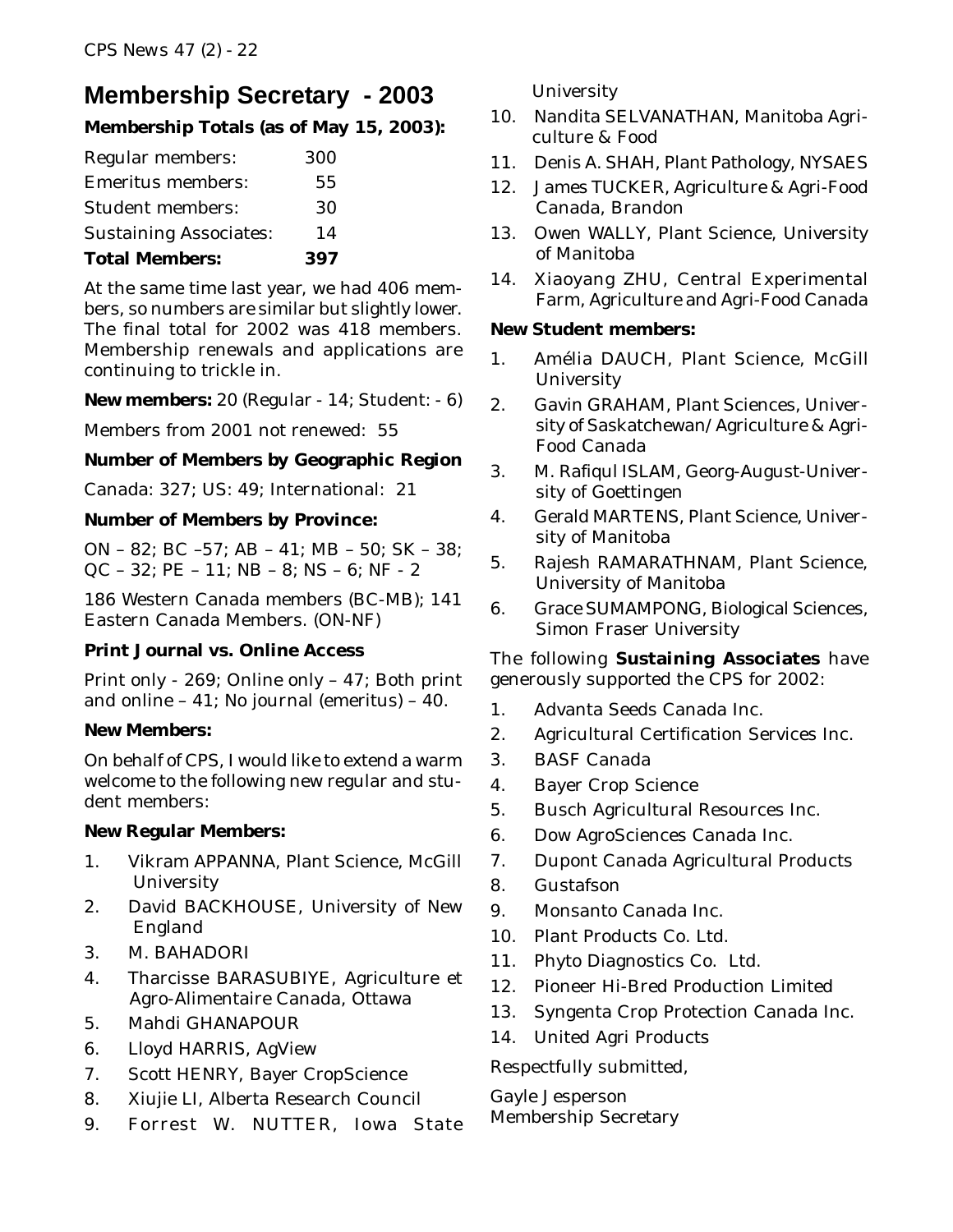## Membership Secretary - 2003

**Membership Totals (as of May 15, 2003):**

| | |
|---|---|
| Regular members: | 300 |
| Emeritus members: | 55 |
| Student members: | 30 |
| Sustaining Associates: | 14 |
| **Total Members:** | **397** |

At the same time last year, we had 406 members, so numbers are similar but slightly lower. The final total for 2002 was 418 members. Membership renewals and applications are continuing to trickle in.

**New members:** 20 (Regular - 14; Student: - 6)

Members from 2001 not renewed: 55

**Number of Members by Geographic Region**

Canada: 327; US: 49; International: 21

**Number of Members by Province:**

ON – 82; BC –57; AB – 41; MB – 50; SK – 38; QC – 32; PE – 11; NB – 8; NS – 6; NF - 2

186 Western Canada members (BC-MB); 141 Eastern Canada Members. (ON-NF)

**Print Journal vs. Online Access**

Print only - 269; Online only – 47; Both print and online – 41; No journal (emeritus) – 40.

**New Members:**

On behalf of CPS, I would like to extend a warm welcome to the following new regular and student members:

**New Regular Members:**

1. Vikram APPANNA, Plant Science, McGill University
2. David BACKHOUSE, University of New England
3. M. BAHADORI
4. Tharcisse BARASUBIYE, Agriculture et Agro-Alimentaire Canada, Ottawa
5. Mahdi GHANAPOUR
6. Lloyd HARRIS, AgView
7. Scott HENRY, Bayer CropScience
8. Xiujie LI, Alberta Research Council
9. Forrest W. NUTTER, Iowa State University
10. Nandita SELVANATHAN, Manitoba Agriculture & Food
11. Denis A. SHAH, Plant Pathology, NYSAES
12. James TUCKER, Agriculture & Agri-Food Canada, Brandon
13. Owen WALLY, Plant Science, University of Manitoba
14. Xiaoyang ZHU, Central Experimental Farm, Agriculture and Agri-Food Canada

**New Student members:**

1. Amélia DAUCH, Plant Science, McGill University
2. Gavin GRAHAM, Plant Sciences, University of Saskatchewan/Agriculture & Agri-Food Canada
3. M. Rafiqul ISLAM, Georg-August-University of Goettingen
4. Gerald MARTENS, Plant Science, University of Manitoba
5. Rajesh RAMARATHNAM, Plant Science, University of Manitoba
6. Grace SUMAMPONG, Biological Sciences, Simon Fraser University

The following **Sustaining Associates** have generously supported the CPS for 2002:

1. Advanta Seeds Canada Inc.
2. Agricultural Certification Services Inc.
3. BASF Canada
4. Bayer Crop Science
5. Busch Agricultural Resources Inc.
6. Dow AgroSciences Canada Inc.
7. Dupont Canada Agricultural Products
8. Gustafson
9. Monsanto Canada Inc.
10. Plant Products Co. Ltd.
11. Phyto Diagnostics Co. Ltd.
12. Pioneer Hi-Bred Production Limited
13. Syngenta Crop Protection Canada Inc.
14. United Agri Products

Respectfully submitted,

Gayle Jesperson
Membership Secretary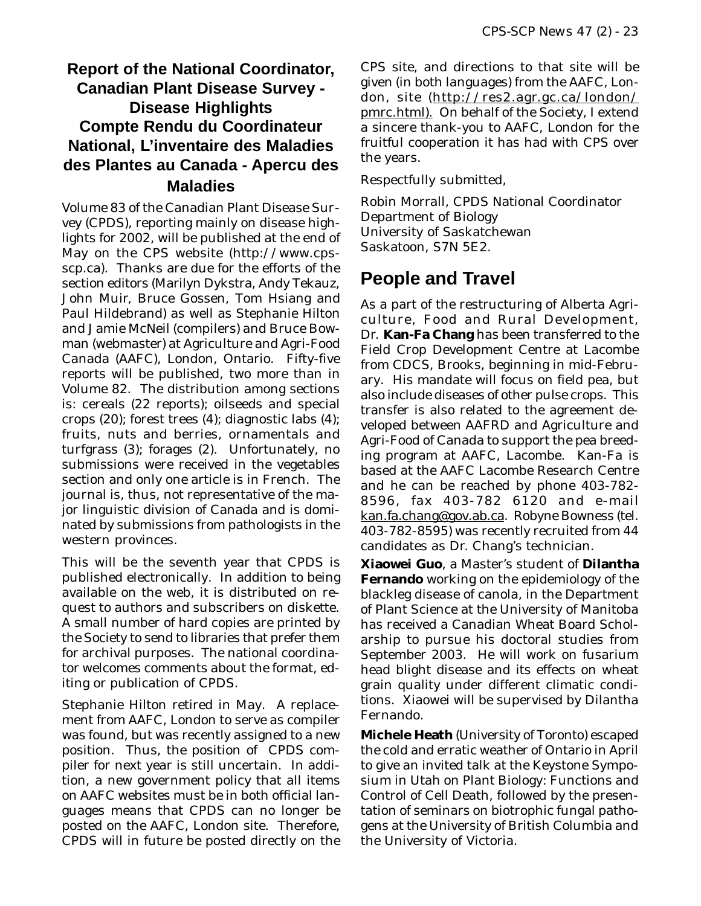## Report of the National Coordinator, Canadian Plant Disease Survey - Disease Highlights Compte Rendu du Coordinateur National, L'inventaire des Maladies des Plantes au Canada - Apercu des Maladies

Volume 83 of the Canadian Plant Disease Survey (CPDS), reporting mainly on disease highlights for 2002, will be published at the end of May on the CPS website (http://www.cps-scp.ca). Thanks are due for the efforts of the section editors (Marilyn Dykstra, Andy Tekauz, John Muir, Bruce Gossen, Tom Hsiang and Paul Hildebrand) as well as Stephanie Hilton and Jamie McNeil (compilers) and Bruce Bowman (webmaster) at Agriculture and Agri-Food Canada (AAFC), London, Ontario. Fifty-five reports will be published, two more than in Volume 82. The distribution among sections is: cereals (22 reports); oilseeds and special crops (20); forest trees (4); diagnostic labs (4); fruits, nuts and berries, ornamentals and turfgrass (3); forages (2). Unfortunately, no submissions were received in the vegetables section and only one article is in French. The journal is, thus, not representative of the major linguistic division of Canada and is dominated by submissions from pathologists in the western provinces.

This will be the seventh year that CPDS is published electronically. In addition to being available on the web, it is distributed on request to authors and subscribers on diskette. A small number of hard copies are printed by the Society to send to libraries that prefer them for archival purposes. The national coordinator welcomes comments about the format, editing or publication of CPDS.

Stephanie Hilton retired in May. A replacement from AAFC, London to serve as compiler was found, but was recently assigned to a new position. Thus, the position of CPDS compiler for next year is still uncertain. In addition, a new government policy that all items on AAFC websites must be in both official languages means that CPDS can no longer be posted on the AAFC, London site. Therefore, CPDS will in future be posted directly on the CPS site, and directions to that site will be given (in both languages) from the AAFC, London, site (http://res2.agr.gc.ca/london/pmrc.html). On behalf of the Society, I extend a sincere thank-you to AAFC, London for the fruitful cooperation it has had with CPS over the years.

Respectfully submitted,

Robin Morrall, CPDS National Coordinator
Department of Biology
University of Saskatchewan
Saskatoon, S7N 5E2.

## People and Travel

As a part of the restructuring of Alberta Agriculture, Food and Rural Development, Dr. **Kan-Fa Chang** has been transferred to the Field Crop Development Centre at Lacombe from CDCS, Brooks, beginning in mid-February. His mandate will focus on field pea, but also include diseases of other pulse crops. This transfer is also related to the agreement developed between AAFRD and Agriculture and Agri-Food of Canada to support the pea breeding program at AAFC, Lacombe. Kan-Fa is based at the AAFC Lacombe Research Centre and he can be reached by phone 403-782-8596, fax 403-782 6120 and e-mail kan.fa.chang@gov.ab.ca. Robyne Bowness (tel. 403-782-8595) was recently recruited from 44 candidates as Dr. Chang's technician.

**Xiaowei Guo**, a Master's student of **Dilantha Fernando** working on the epidemiology of the blackleg disease of canola, in the Department of Plant Science at the University of Manitoba has received a Canadian Wheat Board Scholarship to pursue his doctoral studies from September 2003. He will work on fusarium head blight disease and its effects on wheat grain quality under different climatic conditions. Xiaowei will be supervised by Dilantha Fernando.

**Michele Heath** (University of Toronto) escaped the cold and erratic weather of Ontario in April to give an invited talk at the Keystone Symposium in Utah on Plant Biology: Functions and Control of Cell Death, followed by the presentation of seminars on biotrophic fungal pathogens at the University of British Columbia and the University of Victoria.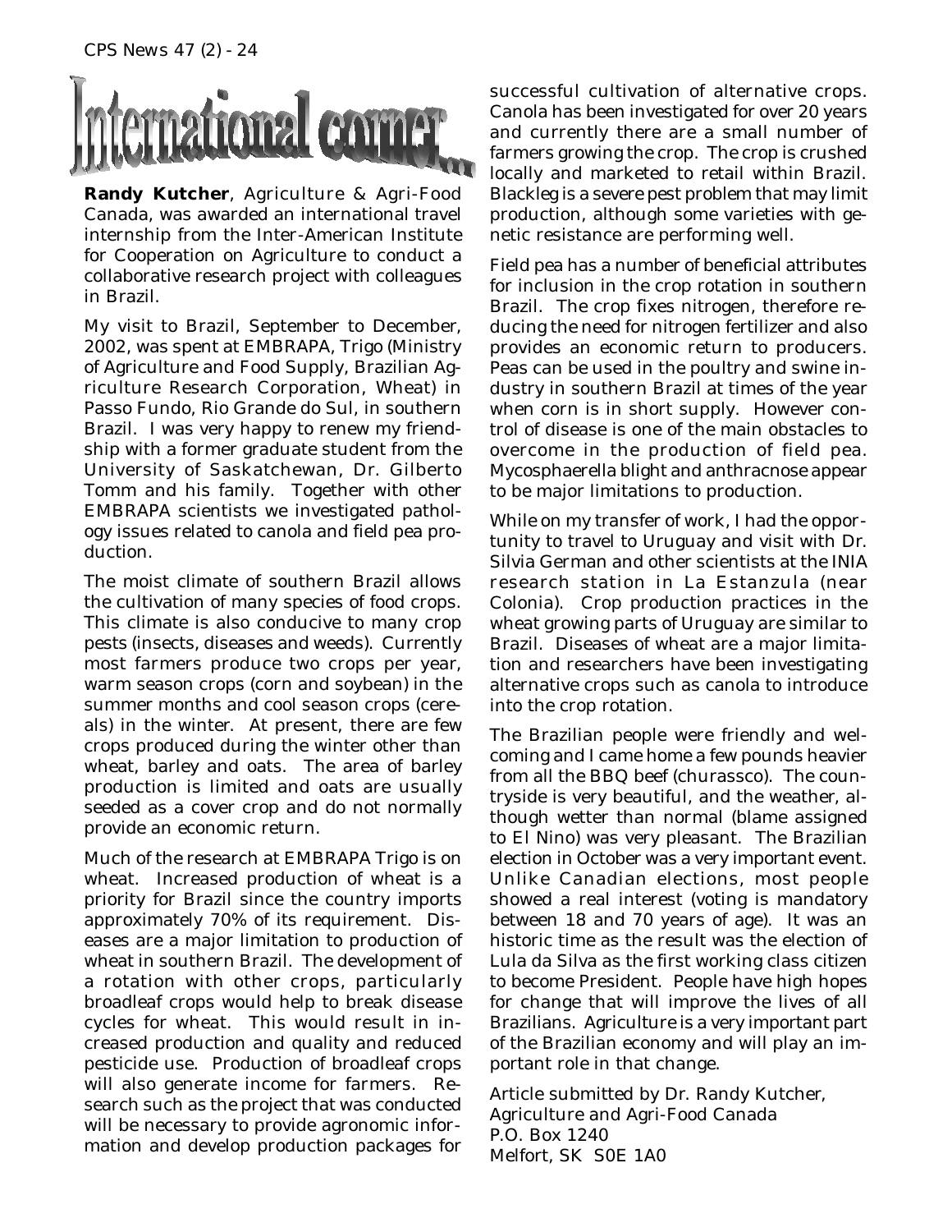# International corner...

**Randy Kutcher**, Agriculture & Agri-Food Canada, was awarded an international travel internship from the Inter-American Institute for Cooperation on Agriculture to conduct a collaborative research project with colleagues in Brazil.

My visit to Brazil, September to December, 2002, was spent at EMBRAPA, Trigo (Ministry of Agriculture and Food Supply, Brazilian Agriculture Research Corporation, Wheat) in Passo Fundo, Rio Grande do Sul, in southern Brazil. I was very happy to renew my friendship with a former graduate student from the University of Saskatchewan, Dr. Gilberto Tomm and his family. Together with other EMBRAPA scientists we investigated pathology issues related to canola and field pea production.

The moist climate of southern Brazil allows the cultivation of many species of food crops. This climate is also conducive to many crop pests (insects, diseases and weeds). Currently most farmers produce two crops per year, warm season crops (corn and soybean) in the summer months and cool season crops (cereals) in the winter. At present, there are few crops produced during the winter other than wheat, barley and oats. The area of barley production is limited and oats are usually seeded as a cover crop and do not normally provide an economic return.

Much of the research at EMBRAPA Trigo is on wheat. Increased production of wheat is a priority for Brazil since the country imports approximately 70% of its requirement. Diseases are a major limitation to production of wheat in southern Brazil. The development of a rotation with other crops, particularly broadleaf crops would help to break disease cycles for wheat. This would result in increased production and quality and reduced pesticide use. Production of broadleaf crops will also generate income for farmers. Research such as the project that was conducted will be necessary to provide agronomic information and develop production packages for successful cultivation of alternative crops. Canola has been investigated for over 20 years and currently there are a small number of farmers growing the crop. The crop is crushed locally and marketed to retail within Brazil. Blackleg is a severe pest problem that may limit production, although some varieties with genetic resistance are performing well.

Field pea has a number of beneficial attributes for inclusion in the crop rotation in southern Brazil. The crop fixes nitrogen, therefore reducing the need for nitrogen fertilizer and also provides an economic return to producers. Peas can be used in the poultry and swine industry in southern Brazil at times of the year when corn is in short supply. However control of disease is one of the main obstacles to overcome in the production of field pea. Mycosphaerella blight and anthracnose appear to be major limitations to production.

While on my transfer of work, I had the opportunity to travel to Uruguay and visit with Dr. Silvia German and other scientists at the INIA research station in La Estanzula (near Colonia). Crop production practices in the wheat growing parts of Uruguay are similar to Brazil. Diseases of wheat are a major limitation and researchers have been investigating alternative crops such as canola to introduce into the crop rotation.

The Brazilian people were friendly and welcoming and I came home a few pounds heavier from all the BBQ beef (churassco). The countryside is very beautiful, and the weather, although wetter than normal (blame assigned to El Nino) was very pleasant. The Brazilian election in October was a very important event. Unlike Canadian elections, most people showed a real interest (voting is mandatory between 18 and 70 years of age). It was an historic time as the result was the election of Lula da Silva as the first working class citizen to become President. People have high hopes for change that will improve the lives of all Brazilians. Agriculture is a very important part of the Brazilian economy and will play an important role in that change.

Article submitted by Dr. Randy Kutcher,
Agriculture and Agri-Food Canada
P.O. Box 1240
Melfort, SK S0E 1A0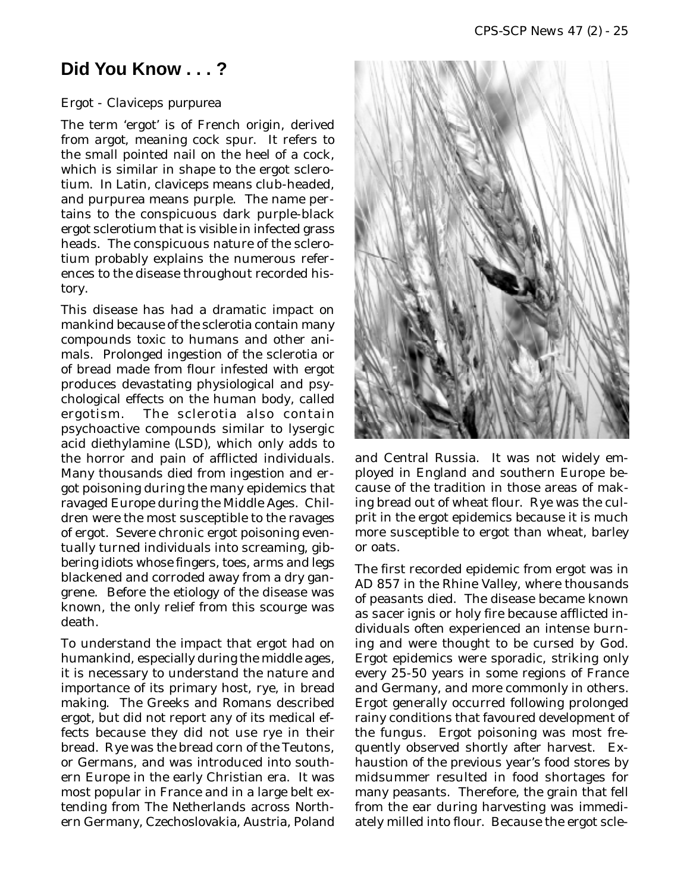## Did You Know . . . ?

Ergot - *Claviceps purpurea*

The term 'ergot' is of French origin, derived from argot, meaning cock spur. It refers to the small pointed nail on the heel of a cock, which is similar in shape to the ergot sclerotium. In Latin, claviceps means club-headed, and purpurea means purple. The name pertains to the conspicuous dark purple-black ergot sclerotium that is visible in infected grass heads. The conspicuous nature of the sclerotium probably explains the numerous references to the disease throughout recorded history.

This disease has had a dramatic impact on mankind because of the sclerotia contain many compounds toxic to humans and other animals. Prolonged ingestion of the sclerotia or of bread made from flour infested with ergot produces devastating physiological and psychological effects on the human body, called ergotism. The sclerotia also contain psychoactive compounds similar to lysergic acid diethylamine (LSD), which only adds to the horror and pain of afflicted individuals. Many thousands died from ingestion and ergot poisoning during the many epidemics that ravaged Europe during the Middle Ages. Children were the most susceptible to the ravages of ergot. Severe chronic ergot poisoning eventually turned individuals into screaming, gibbering idiots whose fingers, toes, arms and legs blackened and corroded away from a dry gangrene. Before the etiology of the disease was known, the only relief from this scourge was death.

To understand the impact that ergot had on humankind, especially during the middle ages, it is necessary to understand the nature and importance of its primary host, rye, in bread making. The Greeks and Romans described ergot, but did not report any of its medical effects because they did not use rye in their bread. Rye was the bread corn of the Teutons, or Germans, and was introduced into southern Europe in the early Christian era. It was most popular in France and in a large belt extending from The Netherlands across Northern Germany, Czechoslovakia, Austria, Poland and Central Russia. It was not widely employed in England and southern Europe because of the tradition in those areas of making bread out of wheat flour. Rye was the culprit in the ergot epidemics because it is much more susceptible to ergot than wheat, barley or oats.

The first recorded epidemic from ergot was in AD 857 in the Rhine Valley, where thousands of peasants died. The disease became known as sacer ignis or holy fire because afflicted individuals often experienced an intense burning and were thought to be cursed by God. Ergot epidemics were sporadic, striking only every 25-50 years in some regions of France and Germany, and more commonly in others. Ergot generally occurred following prolonged rainy conditions that favoured development of the fungus. Ergot poisoning was most frequently observed shortly after harvest. Exhaustion of the previous year's food stores by midsummer resulted in food shortages for many peasants. Therefore, the grain that fell from the ear during harvesting was immediately milled into flour. Because the ergot scle-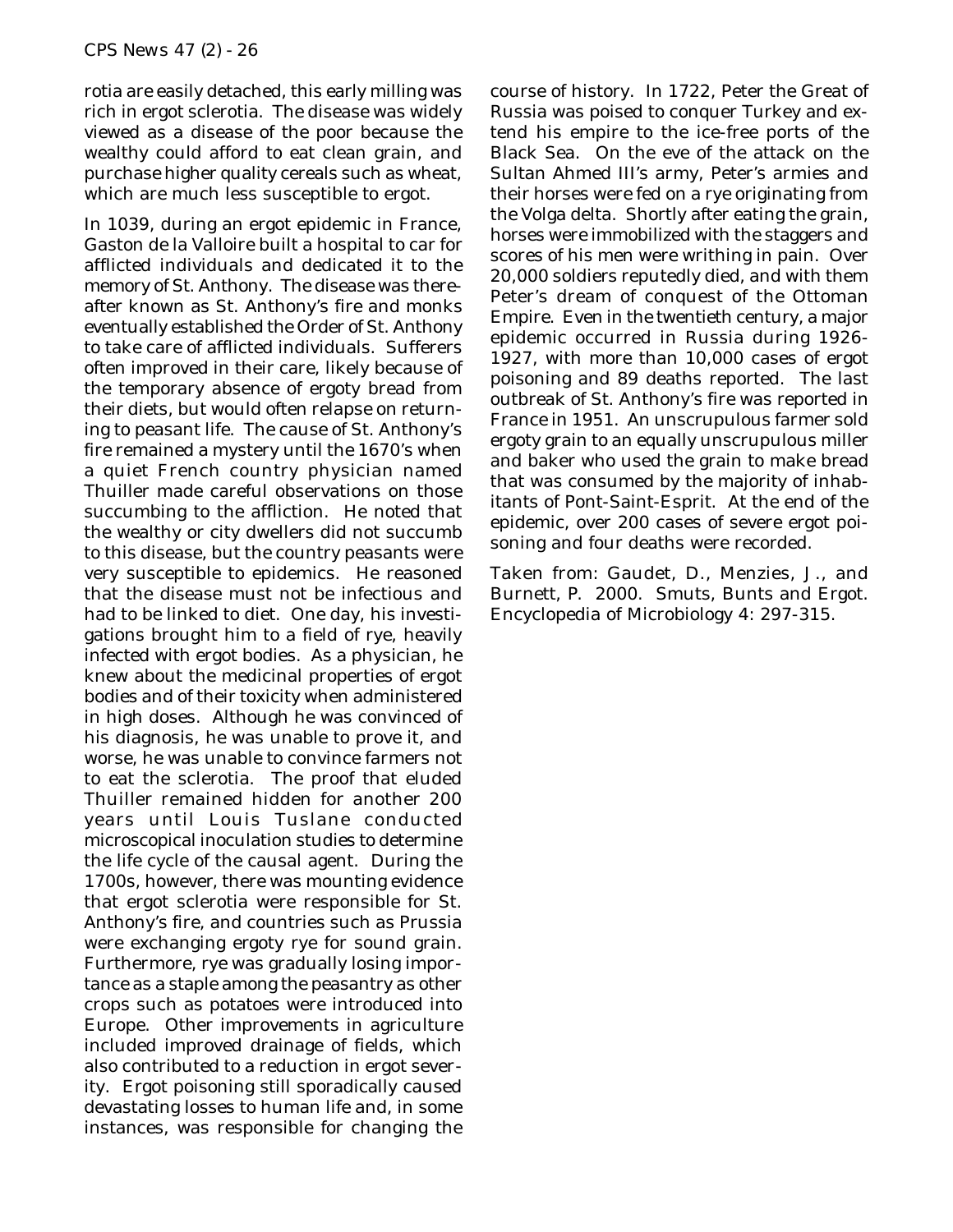rotia are easily detached, this early milling was rich in ergot sclerotia. The disease was widely viewed as a disease of the poor because the wealthy could afford to eat clean grain, and purchase higher quality cereals such as wheat, which are much less susceptible to ergot.

In 1039, during an ergot epidemic in France, Gaston de la Valloire built a hospital to car for afflicted individuals and dedicated it to the memory of St. Anthony. The disease was thereafter known as St. Anthony's fire and monks eventually established the Order of St. Anthony to take care of afflicted individuals. Sufferers often improved in their care, likely because of the temporary absence of ergoty bread from their diets, but would often relapse on returning to peasant life. The cause of St. Anthony's fire remained a mystery until the 1670's when a quiet French country physician named Thuiller made careful observations on those succumbing to the affliction. He noted that the wealthy or city dwellers did not succumb to this disease, but the country peasants were very susceptible to epidemics. He reasoned that the disease must not be infectious and had to be linked to diet. One day, his investigations brought him to a field of rye, heavily infected with ergot bodies. As a physician, he knew about the medicinal properties of ergot bodies and of their toxicity when administered in high doses. Although he was convinced of his diagnosis, he was unable to prove it, and worse, he was unable to convince farmers not to eat the sclerotia. The proof that eluded Thuiller remained hidden for another 200 years until Louis Tuslane conducted microscopical inoculation studies to determine the life cycle of the causal agent. During the 1700s, however, there was mounting evidence that ergot sclerotia were responsible for St. Anthony's fire, and countries such as Prussia were exchanging ergoty rye for sound grain. Furthermore, rye was gradually losing importance as a staple among the peasantry as other crops such as potatoes were introduced into Europe. Other improvements in agriculture included improved drainage of fields, which also contributed to a reduction in ergot severity. Ergot poisoning still sporadically caused devastating losses to human life and, in some instances, was responsible for changing the course of history. In 1722, Peter the Great of Russia was poised to conquer Turkey and extend his empire to the ice-free ports of the Black Sea. On the eve of the attack on the Sultan Ahmed III's army, Peter's armies and their horses were fed on a rye originating from the Volga delta. Shortly after eating the grain, horses were immobilized with the staggers and scores of his men were writhing in pain. Over 20,000 soldiers reputedly died, and with them Peter's dream of conquest of the Ottoman Empire. Even in the twentieth century, a major epidemic occurred in Russia during 1926-1927, with more than 10,000 cases of ergot poisoning and 89 deaths reported. The last outbreak of St. Anthony's fire was reported in France in 1951. An unscrupulous farmer sold ergoty grain to an equally unscrupulous miller and baker who used the grain to make bread that was consumed by the majority of inhabitants of Pont-Saint-Esprit. At the end of the epidemic, over 200 cases of severe ergot poisoning and four deaths were recorded.

Taken from: Gaudet, D., Menzies, J., and Burnett, P. 2000. Smuts, Bunts and Ergot. Encyclopedia of Microbiology 4: 297-315.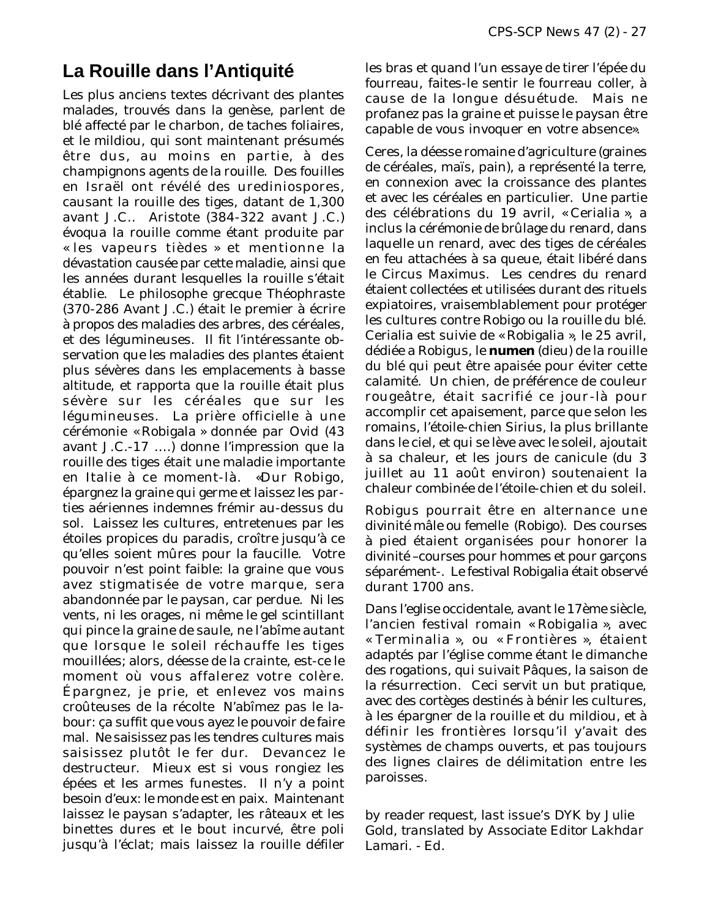# La Rouille dans l'Antiquité

Les plus anciens textes décrivant des plantes malades, trouvés dans la genèse, parlent de blé affecté par le charbon, de taches foliaires, et le mildiou, qui sont maintenant présumés être dus, au moins en partie, à des champignons agents de la rouille. Des fouilles en Israël ont révélé des urediniospores, causant la rouille des tiges, datant de 1,300 avant J.C.. Aristote (384-322 avant J.C.) évoqua la rouille comme étant produite par « les vapeurs tièdes » et mentionne la dévastation causée par cette maladie, ainsi que les années durant lesquelles la rouille s'était établie. Le philosophe grecque Théophraste (370-286 Avant J.C.) était le premier à écrire à propos des maladies des arbres, des céréales, et des légumineuses. Il fit l'intéressante observation que les maladies des plantes étaient plus sévères dans les emplacements à basse altitude, et rapporta que la rouille était plus sévère sur les céréales que sur les légumineuses. La prière officielle à une cérémonie « Robigala » donnée par Ovid (43 avant J.C.-17 ....) donne l'impression que la rouille des tiges était une maladie importante en Italie à ce moment-là. «Dur Robigo, épargnez la graine qui germe et laissez les parties aériennes indemnes frémir au-dessus du sol. Laissez les cultures, entretenues par les étoiles propices du paradis, croître jusqu'à ce qu'elles soient mûres pour la faucille. Votre pouvoir n'est point faible: la graine que vous avez stigmatisée de votre marque, sera abandonnée par le paysan, car perdue. Ni les vents, ni les orages, ni même le gel scintillant qui pince la graine de saule, ne l'abîme autant que lorsque le soleil réchauffe les tiges mouillées; alors, déesse de la crainte, est-ce le moment où vous affalerez votre colère. Épargnez, je prie, et enlevez vos mains croûteuses de la récolte N'abîmez pas le labour: ça suffit que vous ayez le pouvoir de faire mal. Ne saisissez pas les tendres cultures mais saisissez plutôt le fer dur. Devancez le destructeur. Mieux est si vous rongiez les épées et les armes funestes. Il n'y a point besoin d'eux: le monde est en paix. Maintenant laissez le paysan s'adapter, les râteaux et les binettes dures et le bout incurvé, être poli jusqu'à l'éclat; mais laissez la rouille défiler les bras et quand l'un essaye de tirer l'épée du fourreau, faites-le sentir le fourreau coller, à cause de la longue désuétude. Mais ne profanez pas la graine et puisse le paysan être capable de vous invoquer en votre absence».

Ceres, la déesse romaine d'agriculture (graines de céréales, maïs, pain), a représenté la terre, en connexion avec la croissance des plantes et avec les céréales en particulier. Une partie des célébrations du 19 avril, « Cerialia », a inclus la cérémonie de brûlage du renard, dans laquelle un renard, avec des tiges de céréales en feu attachées à sa queue, était libéré dans le Circus Maximus. Les cendres du renard étaient collectées et utilisées durant des rituels expiatoires, vraisemblablement pour protéger les cultures contre Robigo ou la rouille du blé. Cerialia est suivie de « Robigalia », le 25 avril, dédiée a Robigus, le **numen** (dieu) de la rouille du blé qui peut être apaisée pour éviter cette calamité. Un chien, de préférence de couleur rougeâtre, était sacrifié ce jour-là pour accomplir cet apaisement, parce que selon les romains, l'étoile-chien Sirius, la plus brillante dans le ciel, et qui se lève avec le soleil, ajoutait à sa chaleur, et les jours de canicule (du 3 juillet au 11 août environ) soutenaient la chaleur combinée de l'étoile-chien et du soleil.

Robigus pourrait être en alternance une divinité mâle ou femelle (Robigo). Des courses à pied étaient organisées pour honorer la divinité –courses pour hommes et pour garçons séparément-. Le festival Robigalia était observé durant 1700 ans.

Dans l'eglise occidentale, avant le 17ème siècle, l'ancien festival romain « Robigalia », avec « Terminalia », ou « Frontières », étaient adaptés par l'église comme étant le dimanche des rogations, qui suivait Pâques, la saison de la résurrection. Ceci servit un but pratique, avec des cortèges destinés à bénir les cultures, à les épargner de la rouille et du mildiou, et à définir les frontières lorsqu'il y'avait des systèmes de champs ouverts, et pas toujours des lignes claires de délimitation entre les paroisses.

by reader request, last issue's DYK by Julie Gold, translated by Associate Editor Lakhdar Lamari. - Ed.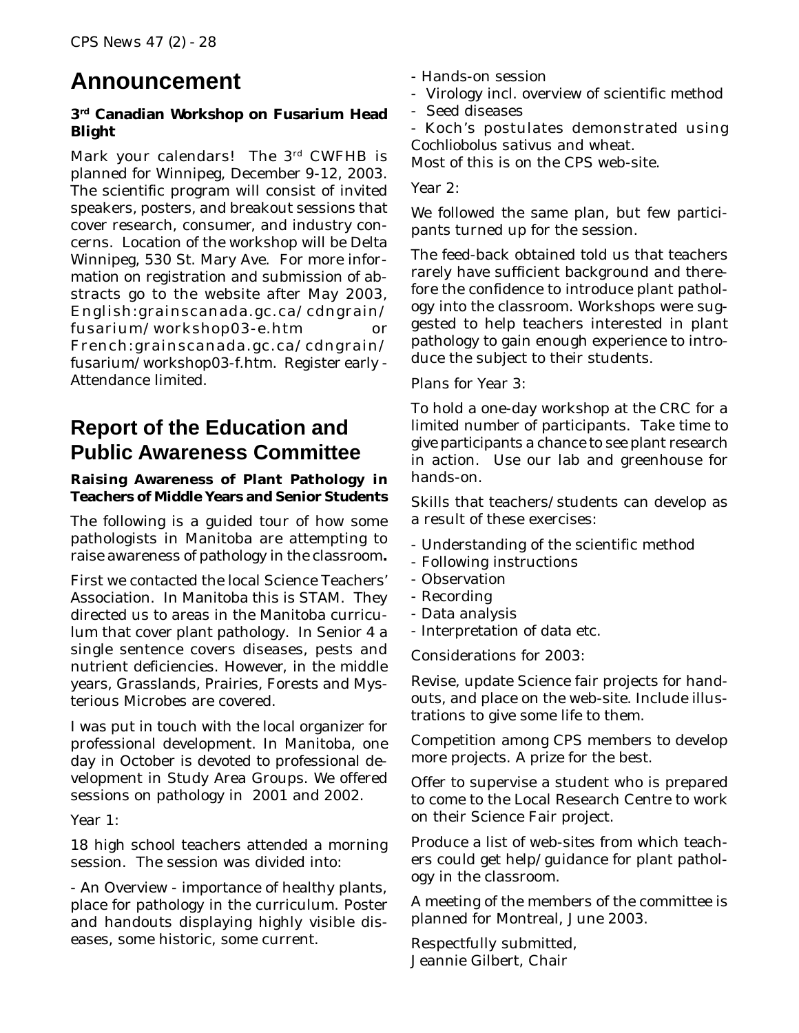# Announcement

### 3rd Canadian Workshop on Fusarium Head Blight

Mark your calendars! The 3rd CWFHB is planned for Winnipeg, December 9-12, 2003. The scientific program will consist of invited speakers, posters, and breakout sessions that cover research, consumer, and industry concerns. Location of the workshop will be Delta Winnipeg, 530 St. Mary Ave. For more information on registration and submission of abstracts go to the website after May 2003, English:grainscanada.gc.ca/cdngrain/fusarium/workshop03-e.htm or French:grainscanada.gc.ca/cdngrain/fusarium/workshop03-f.htm. Register early - Attendance limited.

# Report of the Education and Public Awareness Committee

**Raising Awareness of Plant Pathology in Teachers of Middle Years and Senior Students**

The following is a guided tour of how some pathologists in Manitoba are attempting to raise awareness of pathology in the classroom**.**

First we contacted the local Science Teachers' Association. In Manitoba this is STAM. They directed us to areas in the Manitoba curriculum that cover plant pathology. In Senior 4 a single sentence covers diseases, pests and nutrient deficiencies. However, in the middle years, Grasslands, Prairies, Forests and Mysterious Microbes are covered.

I was put in touch with the local organizer for professional development. In Manitoba, one day in October is devoted to professional development in Study Area Groups. We offered sessions on pathology in 2001 and 2002.

Year 1:

18 high school teachers attended a morning session. The session was divided into:

- An Overview - importance of healthy plants, place for pathology in the curriculum. Poster and handouts displaying highly visible diseases, some historic, some current.
- Hands-on session
- Virology incl. overview of scientific method
- Seed diseases
- Koch's postulates demonstrated using Cochliobolus sativus and wheat.

Most of this is on the CPS web-site.

Year 2:

We followed the same plan, but few participants turned up for the session.

The feed-back obtained told us that teachers rarely have sufficient background and therefore the confidence to introduce plant pathology into the classroom. Workshops were suggested to help teachers interested in plant pathology to gain enough experience to introduce the subject to their students.

Plans for Year 3:

To hold a one-day workshop at the CRC for a limited number of participants. Take time to give participants a chance to see plant research in action. Use our lab and greenhouse for hands-on.

Skills that teachers/students can develop as a result of these exercises:

- Understanding of the scientific method
- Following instructions
- Observation
- Recording
- Data analysis
- Interpretation of data etc.

Considerations for 2003:

Revise, update Science fair projects for handouts, and place on the web-site. Include illustrations to give some life to them.

Competition among CPS members to develop more projects. A prize for the best.

Offer to supervise a student who is prepared to come to the Local Research Centre to work on their Science Fair project.

Produce a list of web-sites from which teachers could get help/guidance for plant pathology in the classroom.

A meeting of the members of the committee is planned for Montreal, June 2003.

Respectfully submitted,
Jeannie Gilbert, Chair